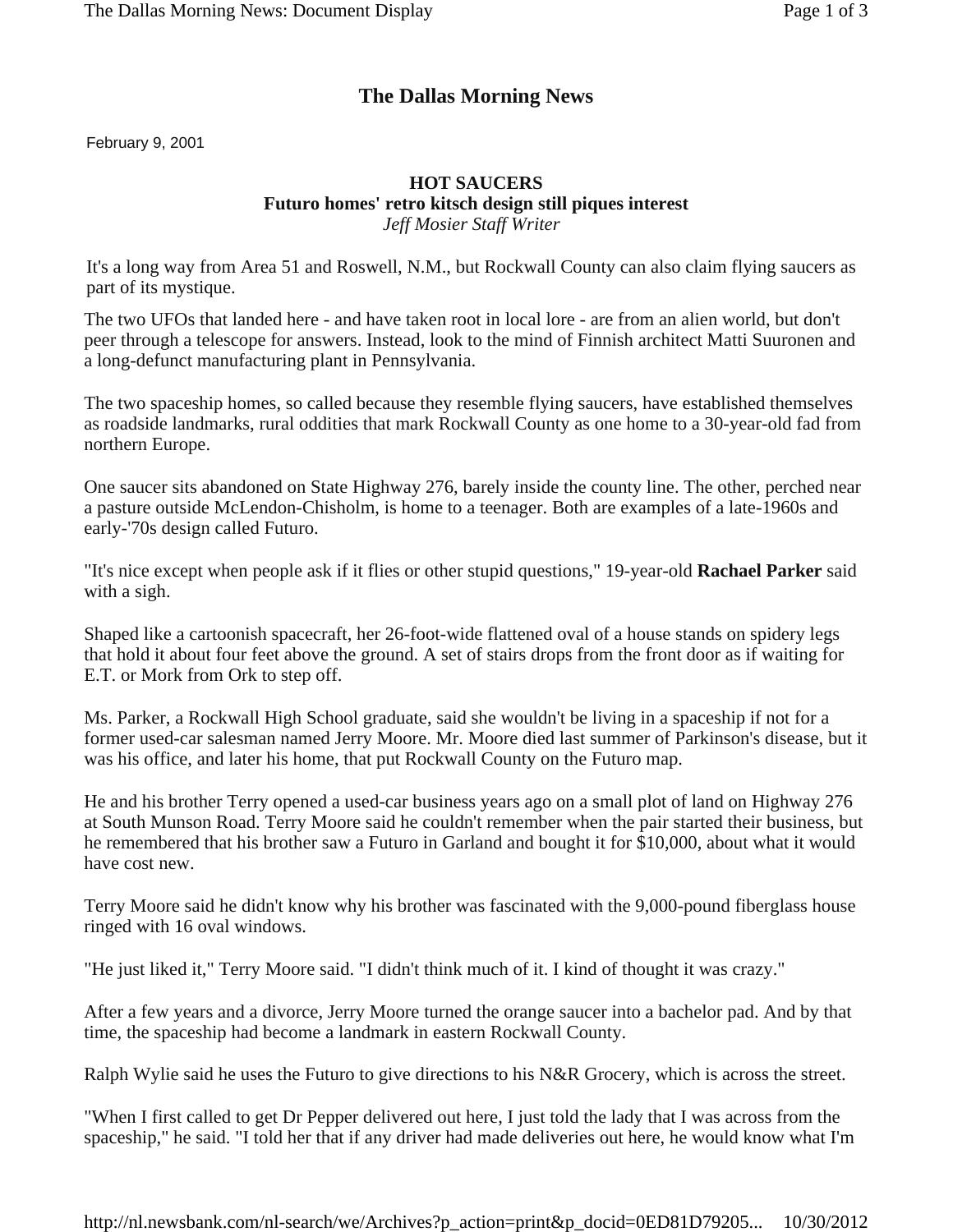# The Dallas Morning News

February 9, 2001

**HOT SAUCERS**
**Futuro homes' retro kitsch design still piques interest**
*Jeff Mosier Staff Writer*

It's a long way from Area 51 and Roswell, N.M., but Rockwall County can also claim flying saucers as part of its mystique.

The two UFOs that landed here - and have taken root in local lore - are from an alien world, but don't peer through a telescope for answers. Instead, look to the mind of Finnish architect Matti Suuronen and a long-defunct manufacturing plant in Pennsylvania.

The two spaceship homes, so called because they resemble flying saucers, have established themselves as roadside landmarks, rural oddities that mark Rockwall County as one home to a 30-year-old fad from northern Europe.

One saucer sits abandoned on State Highway 276, barely inside the county line. The other, perched near a pasture outside McLendon-Chisholm, is home to a teenager. Both are examples of a late-1960s and early-'70s design called Futuro.

"It's nice except when people ask if it flies or other stupid questions," 19-year-old **Rachael Parker** said with a sigh.

Shaped like a cartoonish spacecraft, her 26-foot-wide flattened oval of a house stands on spidery legs that hold it about four feet above the ground. A set of stairs drops from the front door as if waiting for E.T. or Mork from Ork to step off.

Ms. Parker, a Rockwall High School graduate, said she wouldn't be living in a spaceship if not for a former used-car salesman named Jerry Moore. Mr. Moore died last summer of Parkinson's disease, but it was his office, and later his home, that put Rockwall County on the Futuro map.

He and his brother Terry opened a used-car business years ago on a small plot of land on Highway 276 at South Munson Road. Terry Moore said he couldn't remember when the pair started their business, but he remembered that his brother saw a Futuro in Garland and bought it for $10,000, about what it would have cost new.

Terry Moore said he didn't know why his brother was fascinated with the 9,000-pound fiberglass house ringed with 16 oval windows.

"He just liked it," Terry Moore said. "I didn't think much of it. I kind of thought it was crazy."

After a few years and a divorce, Jerry Moore turned the orange saucer into a bachelor pad. And by that time, the spaceship had become a landmark in eastern Rockwall County.

Ralph Wylie said he uses the Futuro to give directions to his N&R Grocery, which is across the street.

"When I first called to get Dr Pepper delivered out here, I just told the lady that I was across from the spaceship," he said. "I told her that if any driver had made deliveries out here, he would know what I'm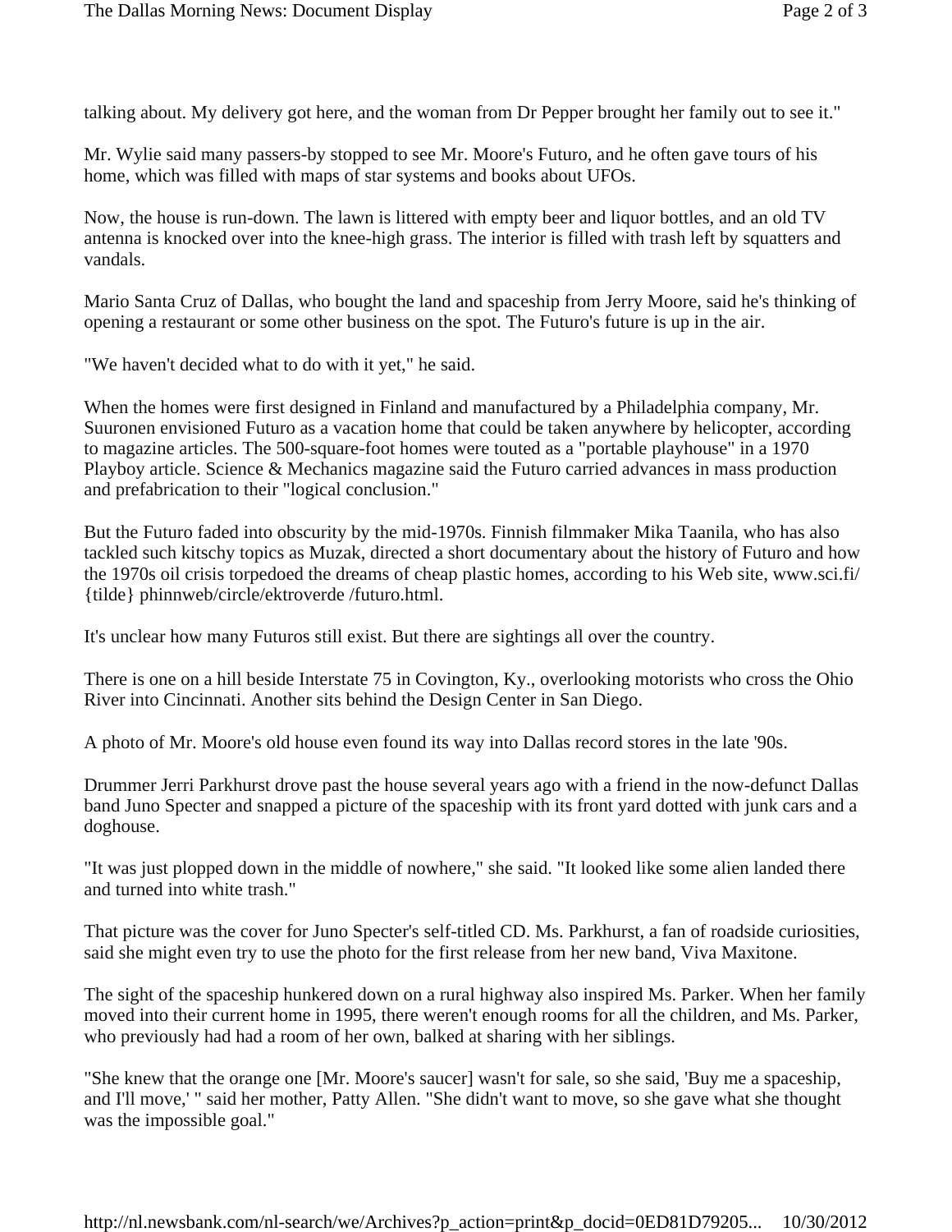talking about. My delivery got here, and the woman from Dr Pepper brought her family out to see it."

Mr. Wylie said many passers-by stopped to see Mr. Moore's Futuro, and he often gave tours of his home, which was filled with maps of star systems and books about UFOs.

Now, the house is run-down. The lawn is littered with empty beer and liquor bottles, and an old TV antenna is knocked over into the knee-high grass. The interior is filled with trash left by squatters and vandals.

Mario Santa Cruz of Dallas, who bought the land and spaceship from Jerry Moore, said he's thinking of opening a restaurant or some other business on the spot. The Futuro's future is up in the air.

"We haven't decided what to do with it yet," he said.

When the homes were first designed in Finland and manufactured by a Philadelphia company, Mr. Suuronen envisioned Futuro as a vacation home that could be taken anywhere by helicopter, according to magazine articles. The 500-square-foot homes were touted as a "portable playhouse" in a 1970 Playboy article. Science & Mechanics magazine said the Futuro carried advances in mass production and prefabrication to their "logical conclusion."

But the Futuro faded into obscurity by the mid-1970s. Finnish filmmaker Mika Taanila, who has also tackled such kitschy topics as Muzak, directed a short documentary about the history of Futuro and how the 1970s oil crisis torpedoed the dreams of cheap plastic homes, according to his Web site, www.sci.fi/{tilde} phinnweb/circle/ektroverde /futuro.html.

It's unclear how many Futuros still exist. But there are sightings all over the country.

There is one on a hill beside Interstate 75 in Covington, Ky., overlooking motorists who cross the Ohio River into Cincinnati. Another sits behind the Design Center in San Diego.

A photo of Mr. Moore's old house even found its way into Dallas record stores in the late '90s.

Drummer Jerri Parkhurst drove past the house several years ago with a friend in the now-defunct Dallas band Juno Specter and snapped a picture of the spaceship with its front yard dotted with junk cars and a doghouse.

"It was just plopped down in the middle of nowhere," she said. "It looked like some alien landed there and turned into white trash."

That picture was the cover for Juno Specter's self-titled CD. Ms. Parkhurst, a fan of roadside curiosities, said she might even try to use the photo for the first release from her new band, Viva Maxitone.

The sight of the spaceship hunkered down on a rural highway also inspired Ms. Parker. When her family moved into their current home in 1995, there weren't enough rooms for all the children, and Ms. Parker, who previously had had a room of her own, balked at sharing with her siblings.

"She knew that the orange one [Mr. Moore's saucer] wasn't for sale, so she said, 'Buy me a spaceship, and I'll move,' " said her mother, Patty Allen. "She didn't want to move, so she gave what she thought was the impossible goal."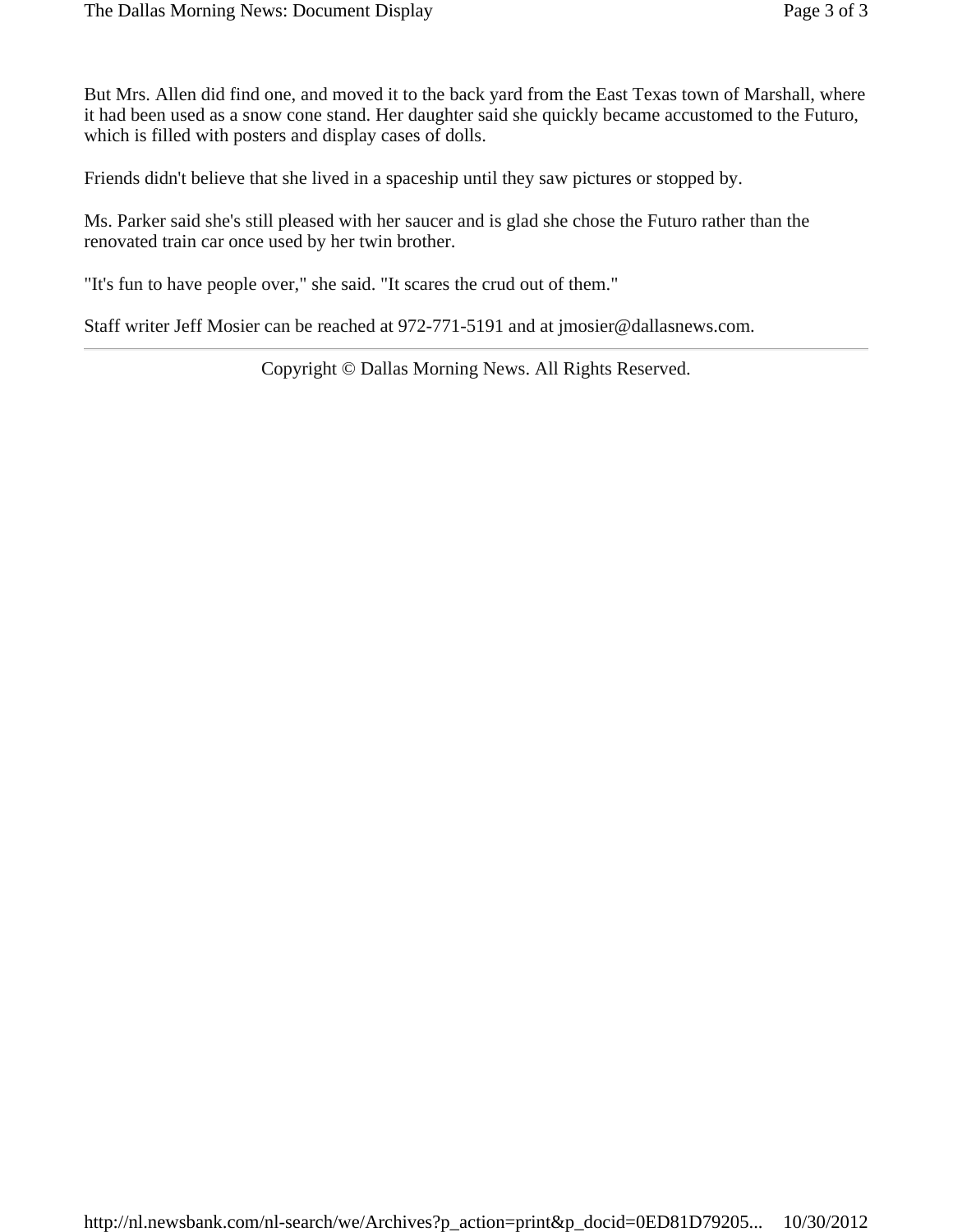But Mrs. Allen did find one, and moved it to the back yard from the East Texas town of Marshall, where it had been used as a snow cone stand. Her daughter said she quickly became accustomed to the Futuro, which is filled with posters and display cases of dolls.

Friends didn't believe that she lived in a spaceship until they saw pictures or stopped by.

Ms. Parker said she's still pleased with her saucer and is glad she chose the Futuro rather than the renovated train car once used by her twin brother.

"It's fun to have people over," she said. "It scares the crud out of them."

Staff writer Jeff Mosier can be reached at 972-771-5191 and at jmosier@dallasnews.com.

---

Copyright © Dallas Morning News. All Rights Reserved.